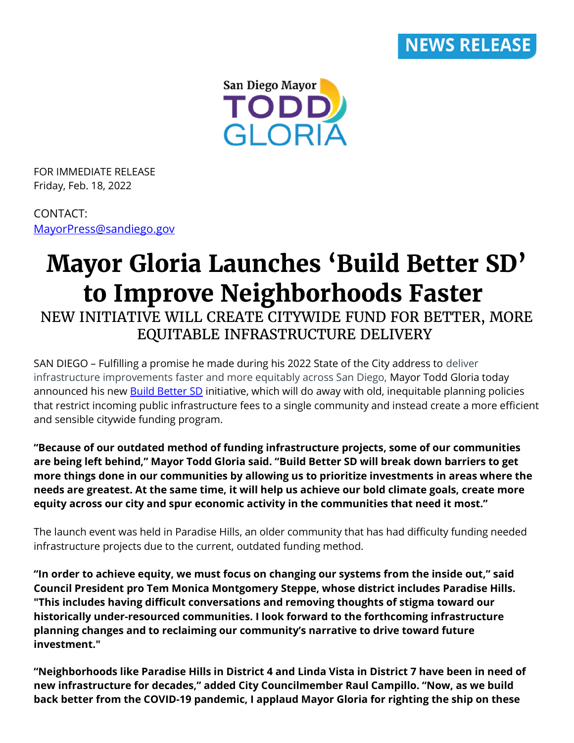NEWS RELEASE

San Diego Mayor TODD GLORIA

FOR IMMEDIATE RELEASE
Friday, Feb. 18, 2022

CONTACT:
MayorPress@sandiego.gov

# Mayor Gloria Launches 'Build Better SD' to Improve Neighborhoods Faster

## NEW INITIATIVE WILL CREATE CITYWIDE FUND FOR BETTER, MORE EQUITABLE INFRASTRUCTURE DELIVERY

SAN DIEGO – Fulfilling a promise he made during his 2022 State of the City address to deliver infrastructure improvements faster and more equitably across San Diego, Mayor Todd Gloria today announced his new Build Better SD initiative, which will do away with old, inequitable planning policies that restrict incoming public infrastructure fees to a single community and instead create a more efficient and sensible citywide funding program.

**"Because of our outdated method of funding infrastructure projects, some of our communities are being left behind," Mayor Todd Gloria said. "Build Better SD will break down barriers to get more things done in our communities by allowing us to prioritize investments in areas where the needs are greatest. At the same time, it will help us achieve our bold climate goals, create more equity across our city and spur economic activity in the communities that need it most."**

The launch event was held in Paradise Hills, an older community that has had difficulty funding needed infrastructure projects due to the current, outdated funding method.

**"In order to achieve equity, we must focus on changing our systems from the inside out," said Council President pro Tem Monica Montgomery Steppe, whose district includes Paradise Hills. "This includes having difficult conversations and removing thoughts of stigma toward our historically under-resourced communities. I look forward to the forthcoming infrastructure planning changes and to reclaiming our community's narrative to drive toward future investment."**

**"Neighborhoods like Paradise Hills in District 4 and Linda Vista in District 7 have been in need of new infrastructure for decades," added City Councilmember Raul Campillo. "Now, as we build back better from the COVID-19 pandemic, I applaud Mayor Gloria for righting the ship on these**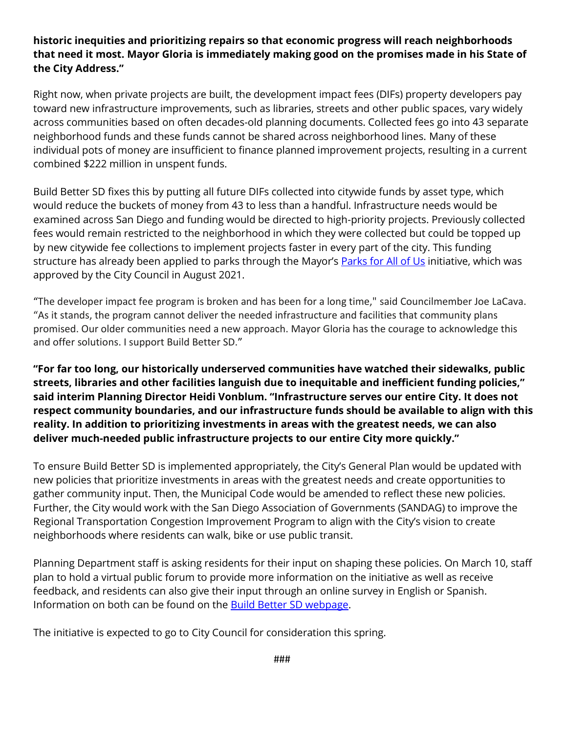**historic inequities and prioritizing repairs so that economic progress will reach neighborhoods that need it most. Mayor Gloria is immediately making good on the promises made in his State of the City Address."**

Right now, when private projects are built, the development impact fees (DIFs) property developers pay toward new infrastructure improvements, such as libraries, streets and other public spaces, vary widely across communities based on often decades-old planning documents. Collected fees go into 43 separate neighborhood funds and these funds cannot be shared across neighborhood lines. Many of these individual pots of money are insufficient to finance planned improvement projects, resulting in a current combined $222 million in unspent funds.

Build Better SD fixes this by putting all future DIFs collected into citywide funds by asset type, which would reduce the buckets of money from 43 to less than a handful. Infrastructure needs would be examined across San Diego and funding would be directed to high-priority projects. Previously collected fees would remain restricted to the neighborhood in which they were collected but could be topped up by new citywide fee collections to implement projects faster in every part of the city. This funding structure has already been applied to parks through the Mayor's [Parks for All of Us] initiative, which was approved by the City Council in August 2021.

"The developer impact fee program is broken and has been for a long time," said Councilmember Joe LaCava. "As it stands, the program cannot deliver the needed infrastructure and facilities that community plans promised. Our older communities need a new approach. Mayor Gloria has the courage to acknowledge this and offer solutions. I support Build Better SD."

**"For far too long, our historically underserved communities have watched their sidewalks, public streets, libraries and other facilities languish due to inequitable and inefficient funding policies," said interim Planning Director Heidi Vonblum. "Infrastructure serves our entire City. It does not respect community boundaries, and our infrastructure funds should be available to align with this reality. In addition to prioritizing investments in areas with the greatest needs, we can also deliver much-needed public infrastructure projects to our entire City more quickly."**

To ensure Build Better SD is implemented appropriately, the City's General Plan would be updated with new policies that prioritize investments in areas with the greatest needs and create opportunities to gather community input. Then, the Municipal Code would be amended to reflect these new policies. Further, the City would work with the San Diego Association of Governments (SANDAG) to improve the Regional Transportation Congestion Improvement Program to align with the City's vision to create neighborhoods where residents can walk, bike or use public transit.

Planning Department staff is asking residents for their input on shaping these policies. On March 10, staff plan to hold a virtual public forum to provide more information on the initiative as well as receive feedback, and residents can also give their input through an online survey in English or Spanish. Information on both can be found on the [Build Better SD webpage].

The initiative is expected to go to City Council for consideration this spring.

###